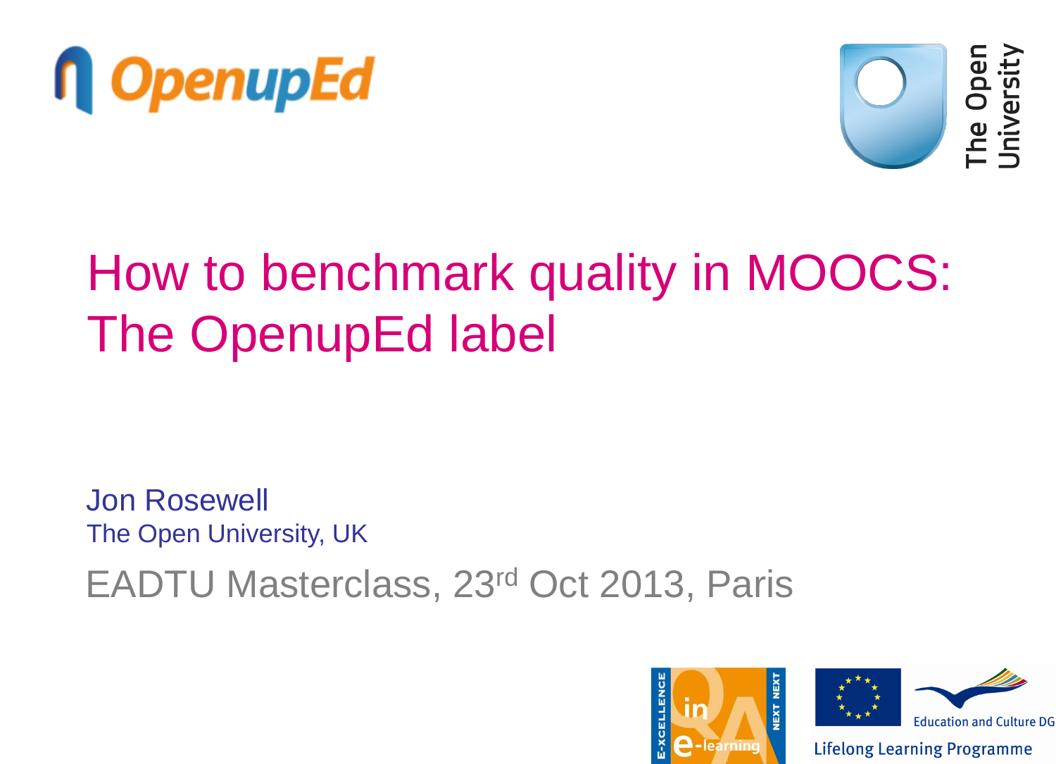OpenupEd

The Open University

# How to benchmark quality in MOOCS: The OpenupEd label

Jon Rosewell

The Open University, UK

EADTU Masterclass, 23rd Oct 2013, Paris

E-XCELLENCE in QA e-learning NEXT NEXT

Education and Culture DG

Lifelong Learning Programme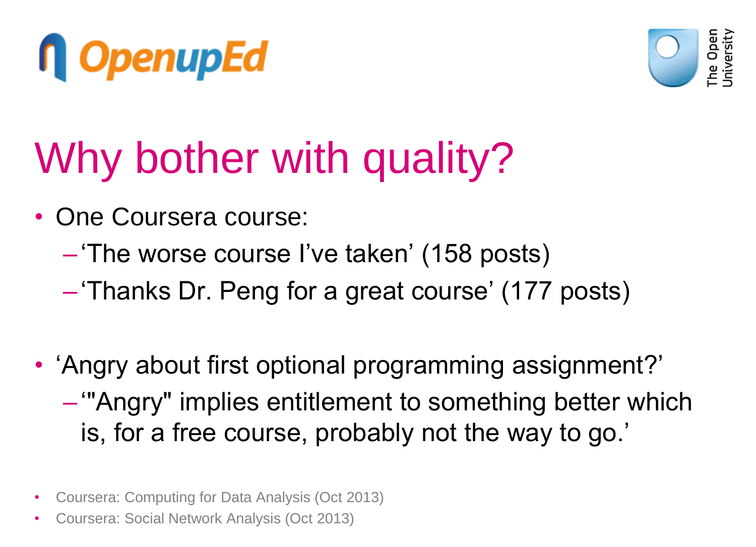# Why bother with quality?

- One Coursera course:
  - ‘The worse course I’ve taken’ (158 posts)
  - ‘Thanks Dr. Peng for a great course’ (177 posts)

- ‘Angry about first optional programming assignment?’
  - ‘"Angry" implies entitlement to something better which is, for a free course, probably not the way to go.’

- Coursera: Computing for Data Analysis (Oct 2013)
- Coursera: Social Network Analysis (Oct 2013)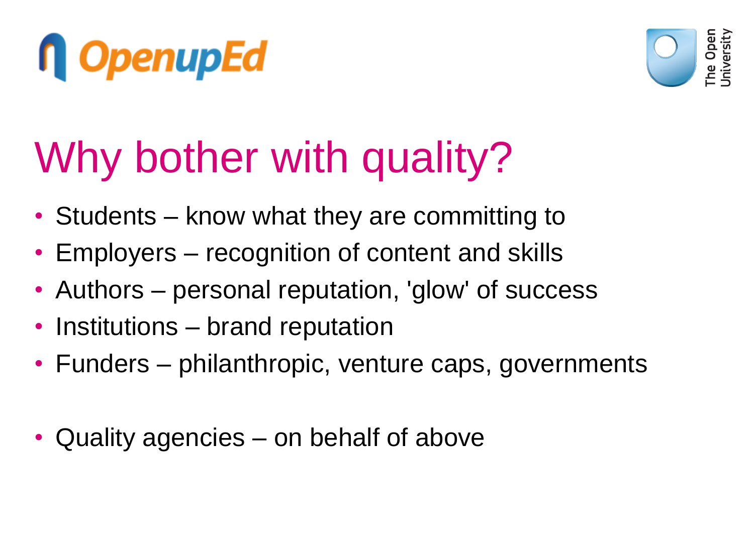# Why bother with quality?

- Students – know what they are committing to
- Employers – recognition of content and skills
- Authors – personal reputation, 'glow' of success
- Institutions – brand reputation
- Funders – philanthropic, venture caps, governments

- Quality agencies – on behalf of above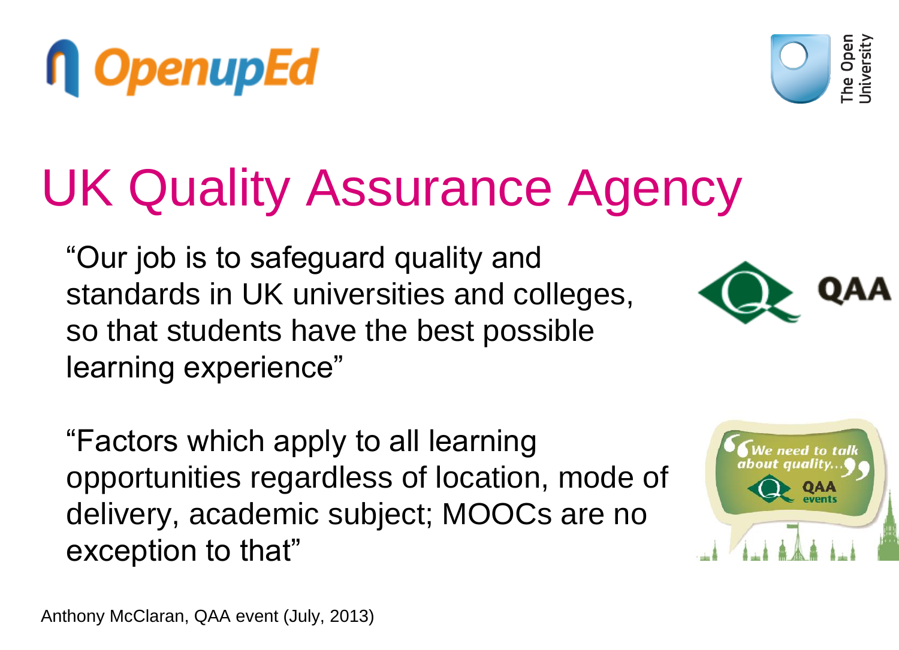# UK Quality Assurance Agency

"Our job is to safeguard quality and standards in UK universities and colleges, so that students have the best possible learning experience"

"Factors which apply to all learning opportunities regardless of location, mode of delivery, academic subject; MOOCs are no exception to that"

Anthony McClaran, QAA event (July, 2013)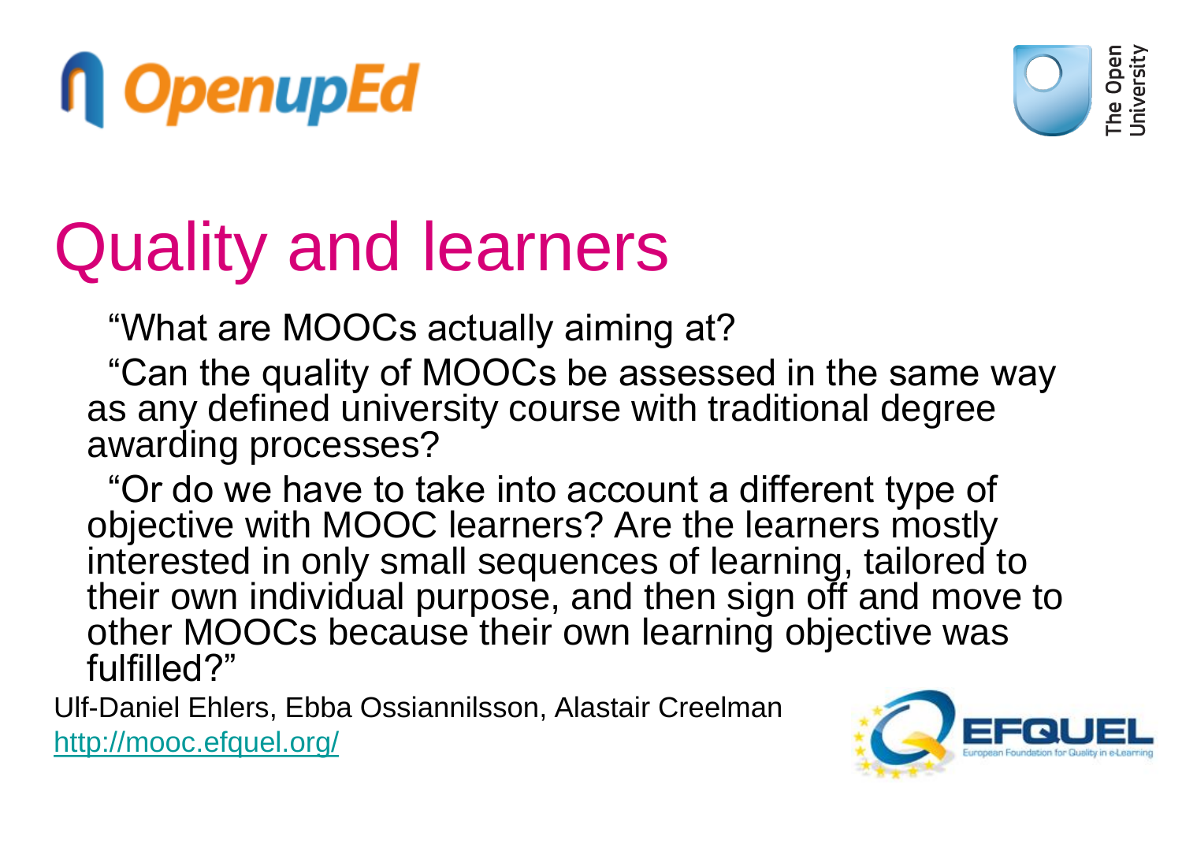# Quality and learners

"What are MOOCs actually aiming at?

"Can the quality of MOOCs be assessed in the same way as any defined university course with traditional degree awarding processes?

"Or do we have to take into account a different type of objective with MOOC learners? Are the learners mostly interested in only small sequences of learning, tailored to their own individual purpose, and then sign off and move to other MOOCs because their own learning objective was fulfilled?"

Ulf-Daniel Ehlers, Ebba Ossiannilsson, Alastair Creelman

http://mooc.efquel.org/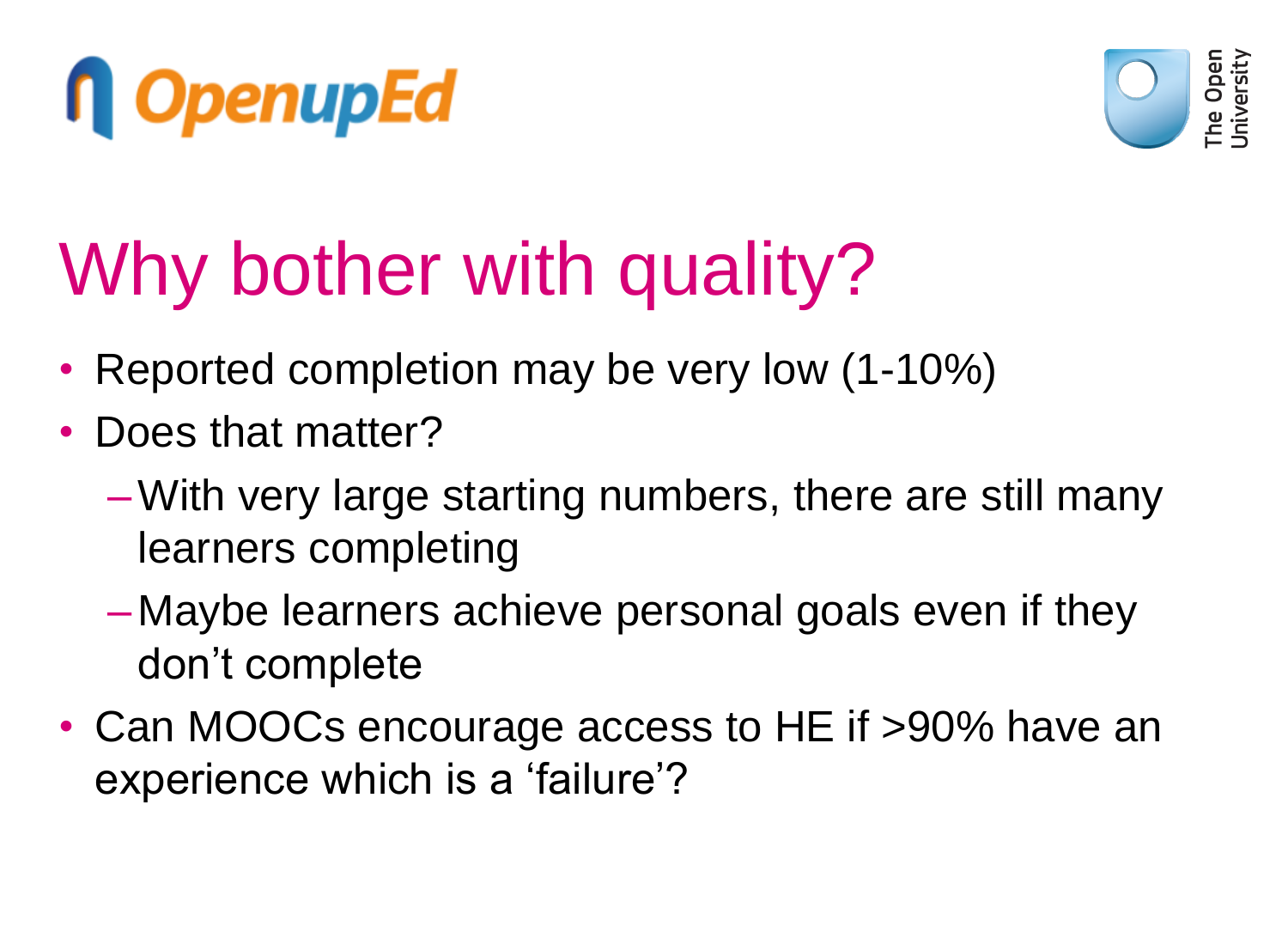# Why bother with quality?

- Reported completion may be very low (1-10%)
- Does that matter?
  - With very large starting numbers, there are still many learners completing
  - Maybe learners achieve personal goals even if they don't complete
- Can MOOCs encourage access to HE if >90% have an experience which is a 'failure'?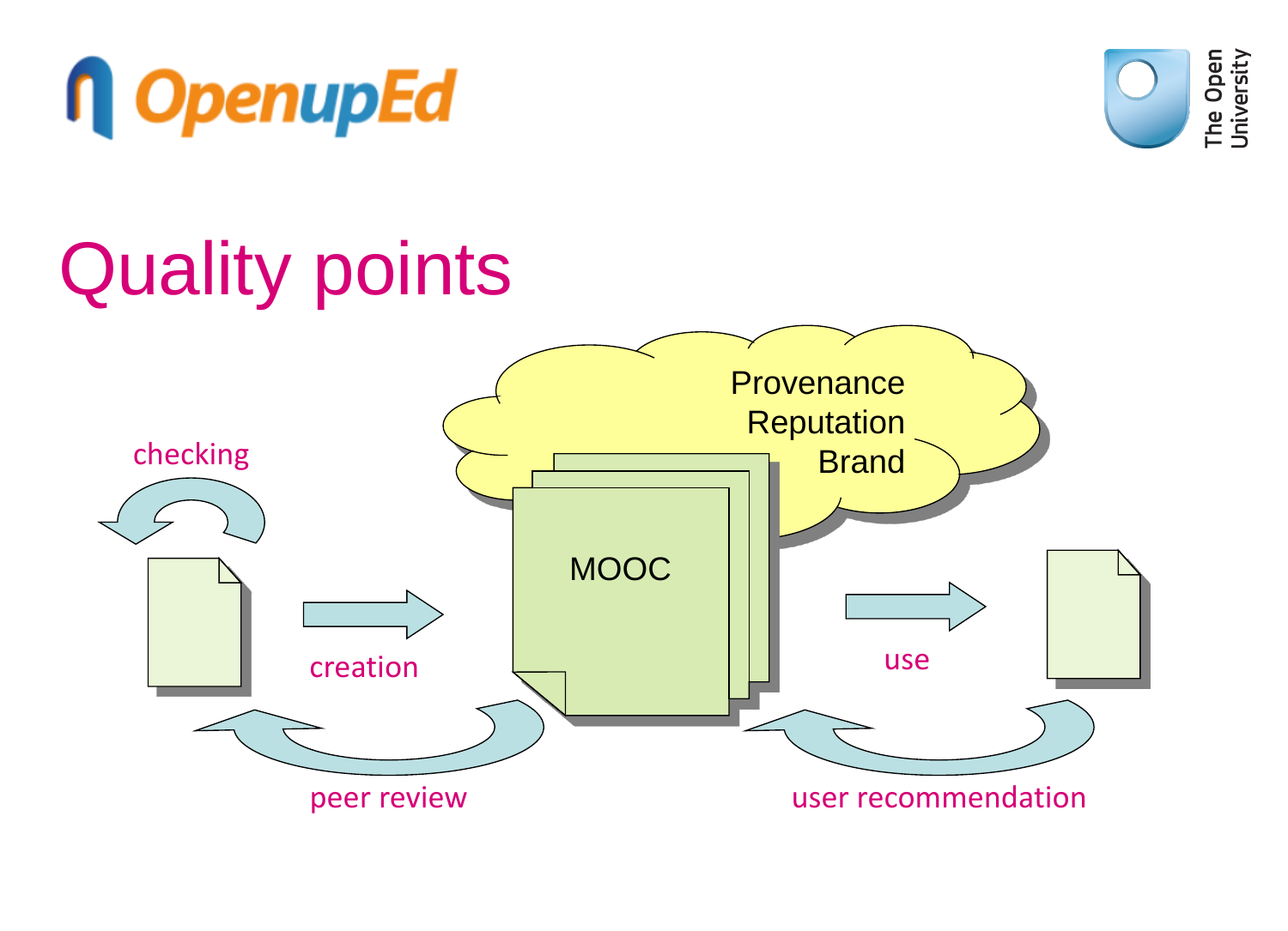# Quality points

Provenance
Reputation
Brand

checking

MOOC

creation

use

peer review

user recommendation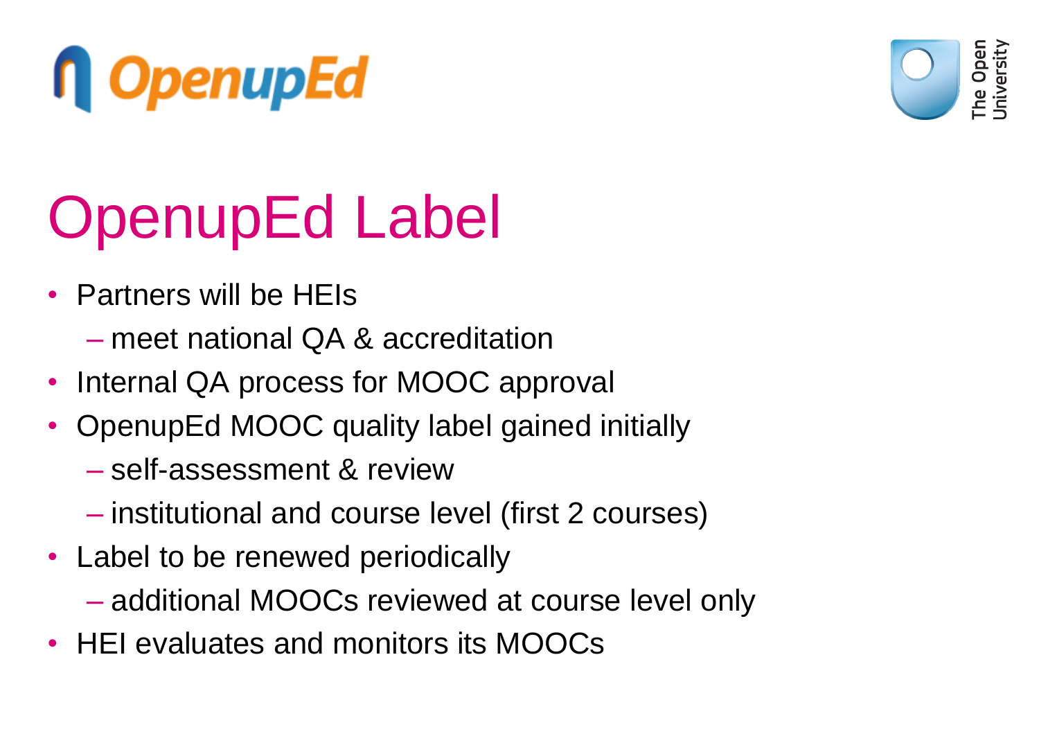# OpenupEd Label

- Partners will be HEIs
  - meet national QA & accreditation
- Internal QA process for MOOC approval
- OpenupEd MOOC quality label gained initially
  - self-assessment & review
  - institutional and course level (first 2 courses)
- Label to be renewed periodically
  - additional MOOCs reviewed at course level only
- HEI evaluates and monitors its MOOCs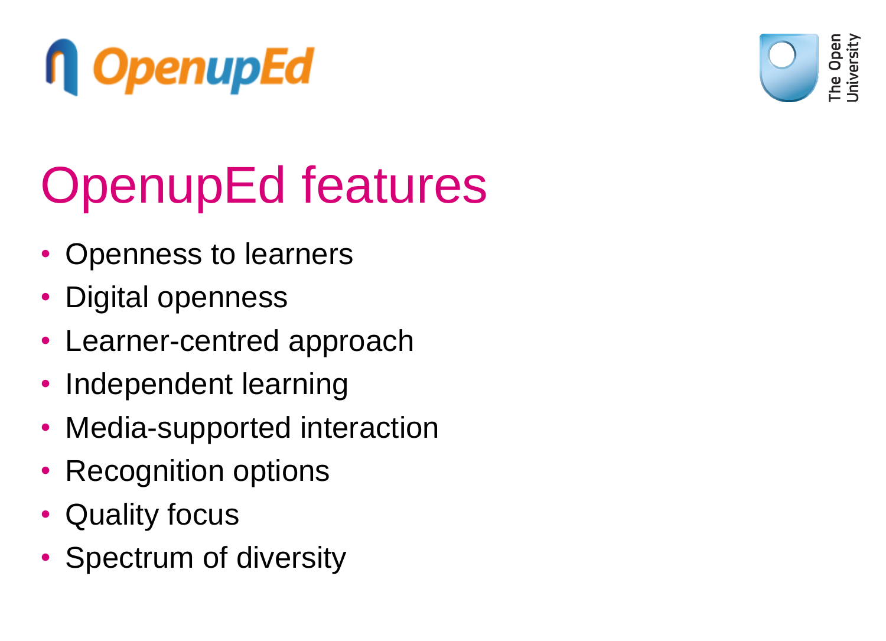# OpenupEd features

- Openness to learners
- Digital openness
- Learner-centred approach
- Independent learning
- Media-supported interaction
- Recognition options
- Quality focus
- Spectrum of diversity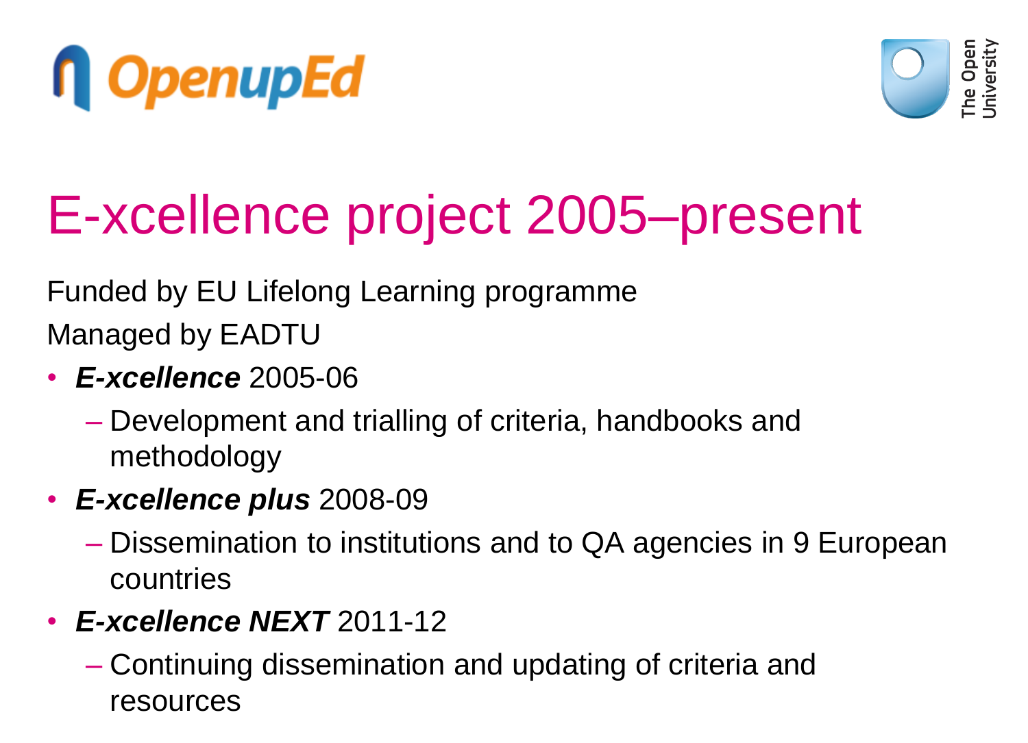# E-xcellence project 2005–present

Funded by EU Lifelong Learning programme

Managed by EADTU

- ***E-xcellence*** 2005-06
  - Development and trialling of criteria, handbooks and methodology
- ***E-xcellence plus*** 2008-09
  - Dissemination to institutions and to QA agencies in 9 European countries
- ***E-xcellence NEXT*** 2011-12
  - Continuing dissemination and updating of criteria and resources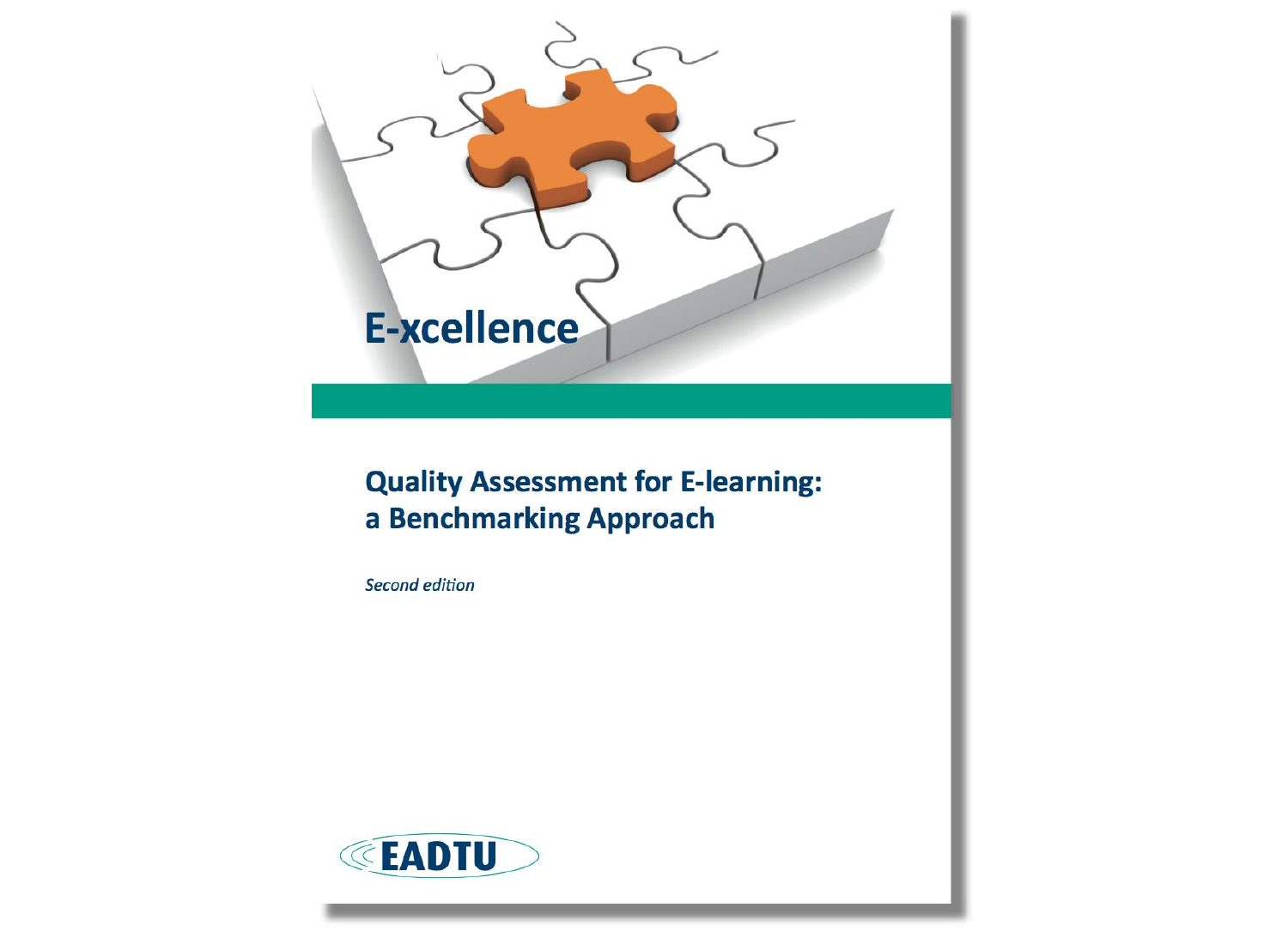# E-xcellence

## Quality Assessment for E-learning: a Benchmarking Approach

*Second edition*

EADTU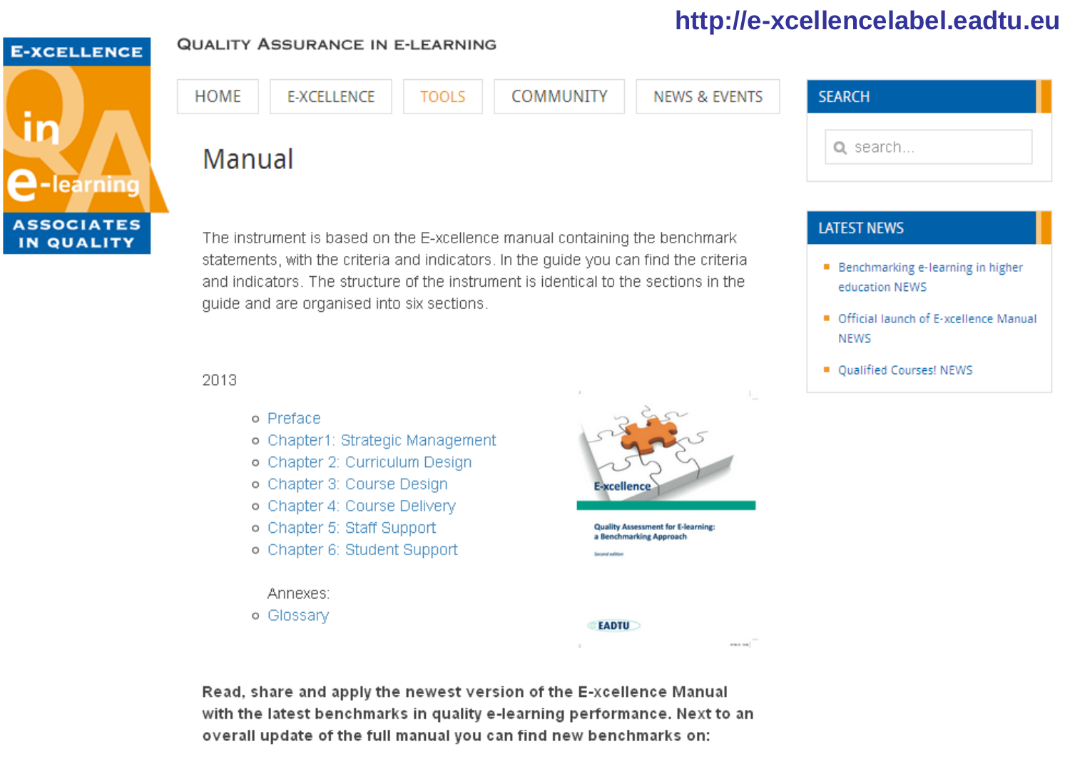http://e-xcellencelabel.eadtu.eu

E-XCELLENCE in QA e-learning ASSOCIATES IN QUALITY

QUALITY ASSURANCE IN E-LEARNING

HOME | E-XCELLENCE | TOOLS | COMMUNITY | NEWS & EVENTS

# Manual

The instrument is based on the E-xcellence manual containing the benchmark statements, with the criteria and indicators. In the guide you can find the criteria and indicators. The structure of the instrument is identical to the sections in the guide and are organised into six sections.

2013

- Preface
- Chapter1: Strategic Management
- Chapter 2: Curriculum Design
- Chapter 3: Course Design
- Chapter 4: Course Delivery
- Chapter 5: Staff Support
- Chapter 6: Student Support

Annexes:

- Glossary

E-xcellence

Quality Assessment for E-learning: a Benchmarking Approach

Second edition

EADTU

**Read, share and apply the newest version of the E-xcellence Manual with the latest benchmarks in quality e-learning performance. Next to an overall update of the full manual you can find new benchmarks on:**

## SEARCH

search...

## LATEST NEWS

- Benchmarking e-learning in higher education NEWS
- Official launch of E-xcellence Manual NEWS
- Qualified Courses! NEWS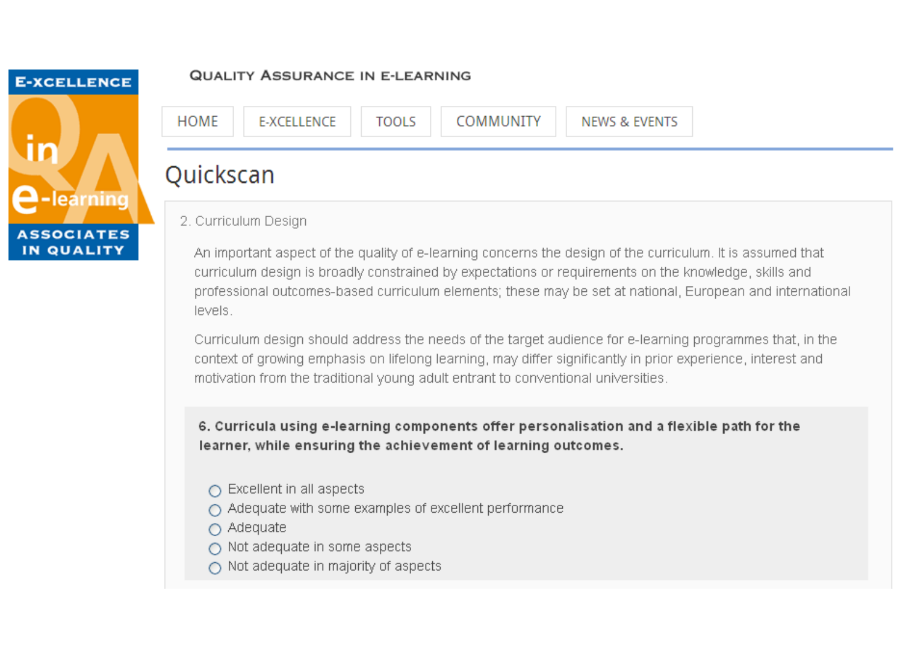E-XCELLENCE in e-learning ASSOCIATES IN QUALITY

QUALITY ASSURANCE IN E-LEARNING

HOME | E-XCELLENCE | TOOLS | COMMUNITY | NEWS & EVENTS

# Quickscan

2. Curriculum Design

An important aspect of the quality of e-learning concerns the design of the curriculum. It is assumed that curriculum design is broadly constrained by expectations or requirements on the knowledge, skills and professional outcomes-based curriculum elements; these may be set at national, European and international levels.

Curriculum design should address the needs of the target audience for e-learning programmes that, in the context of growing emphasis on lifelong learning, may differ significantly in prior experience, interest and motivation from the traditional young adult entrant to conventional universities.

**6. Curricula using e-learning components offer personalisation and a flexible path for the learner, while ensuring the achievement of learning outcomes.**

- ○ Excellent in all aspects
- ○ Adequate with some examples of excellent performance
- ○ Adequate
- ○ Not adequate in some aspects
- ○ Not adequate in majority of aspects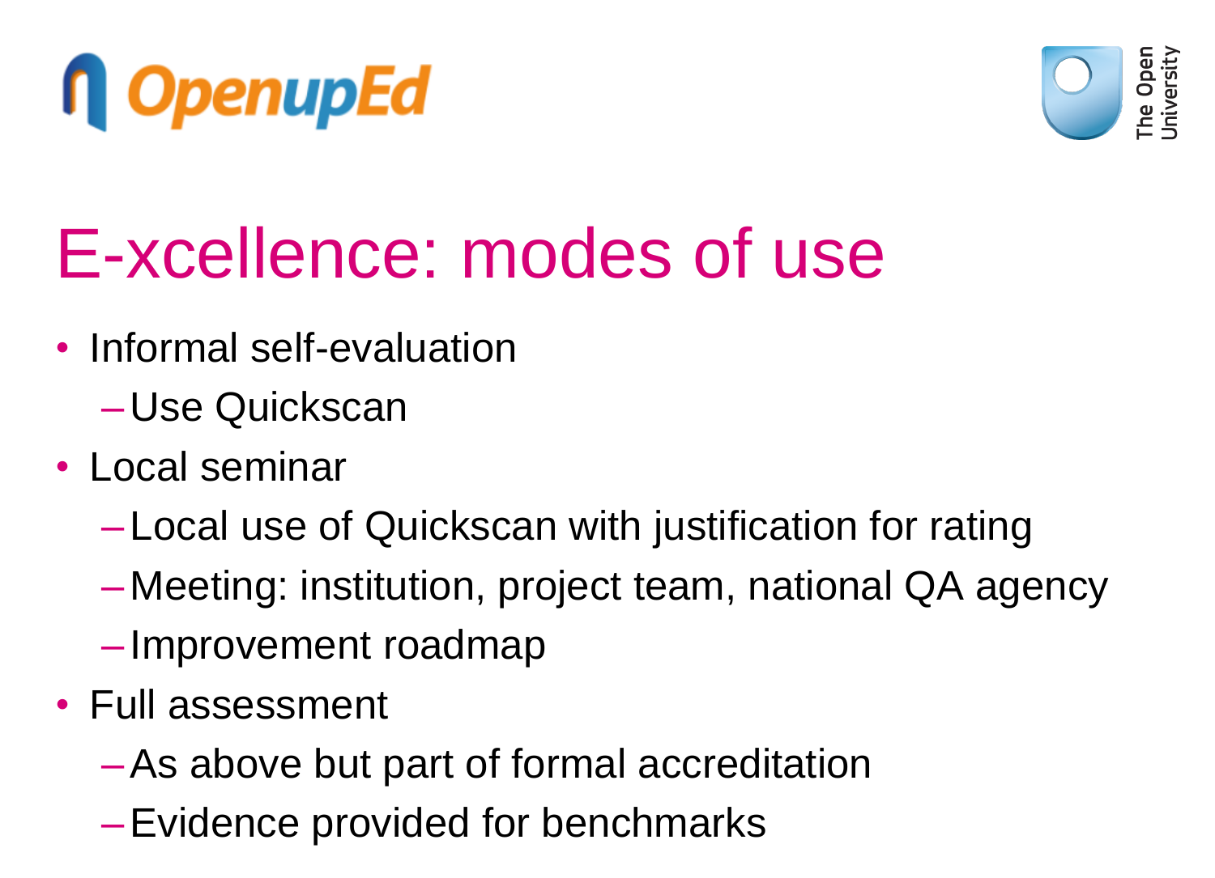# E-xcellence: modes of use

- Informal self-evaluation
  - Use Quickscan
- Local seminar
  - Local use of Quickscan with justification for rating
  - Meeting: institution, project team, national QA agency
  - Improvement roadmap
- Full assessment
  - As above but part of formal accreditation
  - Evidence provided for benchmarks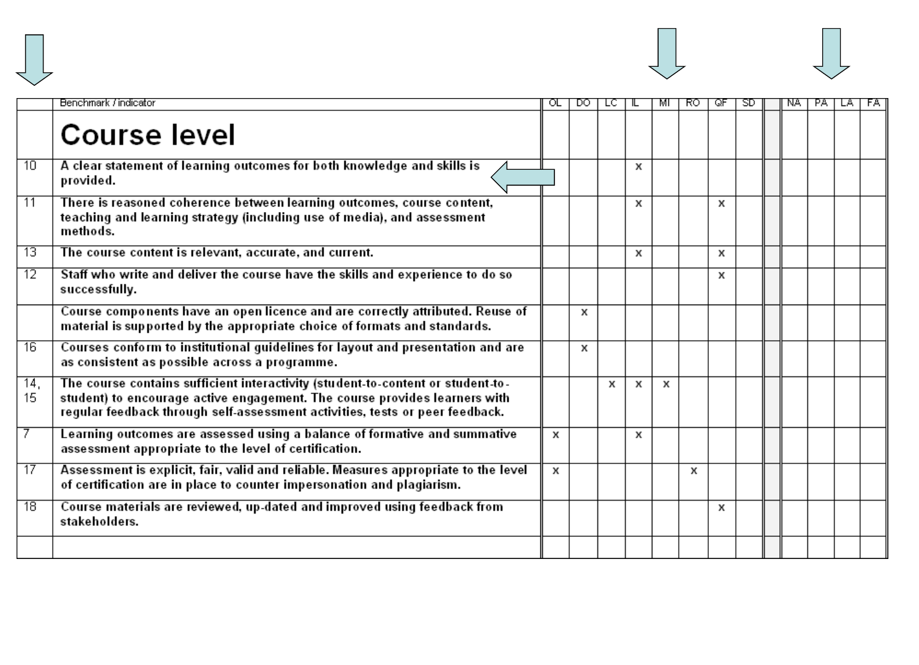| | Benchmark / indicator | OL | DO | LC | IL | MI | RO | QF | SD | | NA | PA | LA | FA |
|---|---|---|---|---|---|---|---|---|---|---|---|---|---|---|
| | **Course level** | | | | | | | | | | | | | |
| 10 | A clear statement of learning outcomes for both knowledge and skills is provided. | | | | x | | | | | | | | | |
| 11 | There is reasoned coherence between learning outcomes, course content, teaching and learning strategy (including use of media), and assessment methods. | | | | x | | | x | | | | | | |
| 13 | The course content is relevant, accurate, and current. | | | | x | | | x | | | | | | |
| 12 | Staff who write and deliver the course have the skills and experience to do so successfully. | | | | | | | x | | | | | | |
| | Course components have an open licence and are correctly attributed. Reuse of material is supported by the appropriate choice of formats and standards. | | x | | | | | | | | | | | |
| 16 | Courses conform to institutional guidelines for layout and presentation and are as consistent as possible across a programme. | | x | | | | | | | | | | | |
| 14, 15 | The course contains sufficient interactivity (student-to-content or student-to-student) to encourage active engagement. The course provides learners with regular feedback through self-assessment activities, tests or peer feedback. | | | x | x | x | | | | | | | | |
| 7 | Learning outcomes are assessed using a balance of formative and summative assessment appropriate to the level of certification. | x | | | x | | | | | | | | | |
| 17 | Assessment is explicit, fair, valid and reliable. Measures appropriate to the level of certification are in place to counter impersonation and plagiarism. | x | | | | | x | | | | | | | |
| 18 | Course materials are reviewed, up-dated and improved using feedback from stakeholders. | | | | | | | x | | | | | | |
| | | | | | | | | | | | | | | |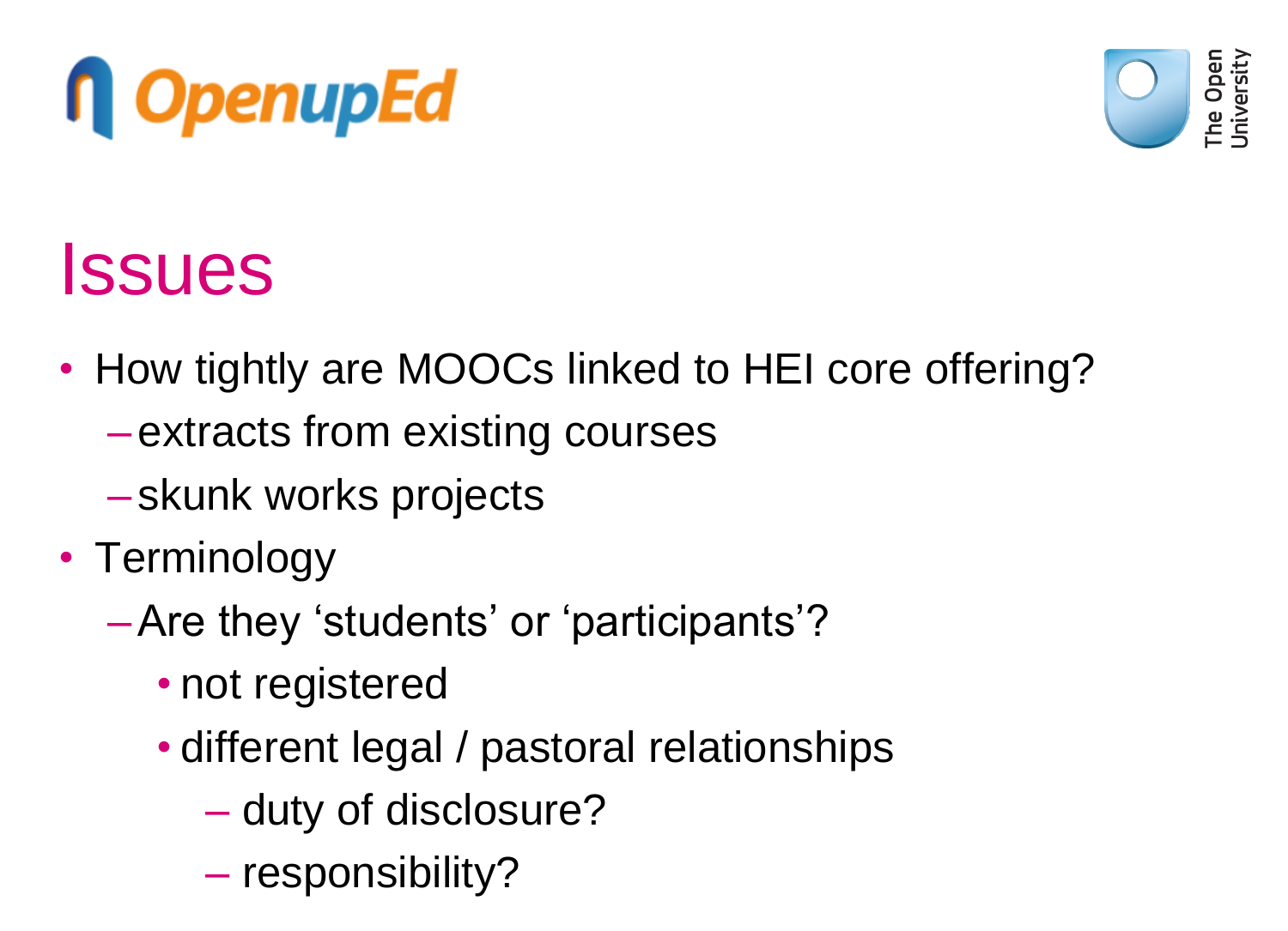# Issues

- How tightly are MOOCs linked to HEI core offering?
  - extracts from existing courses
  - skunk works projects
- Terminology
  - Are they ‘students’ or ‘participants’?
    - not registered
    - different legal / pastoral relationships
      - duty of disclosure?
      - responsibility?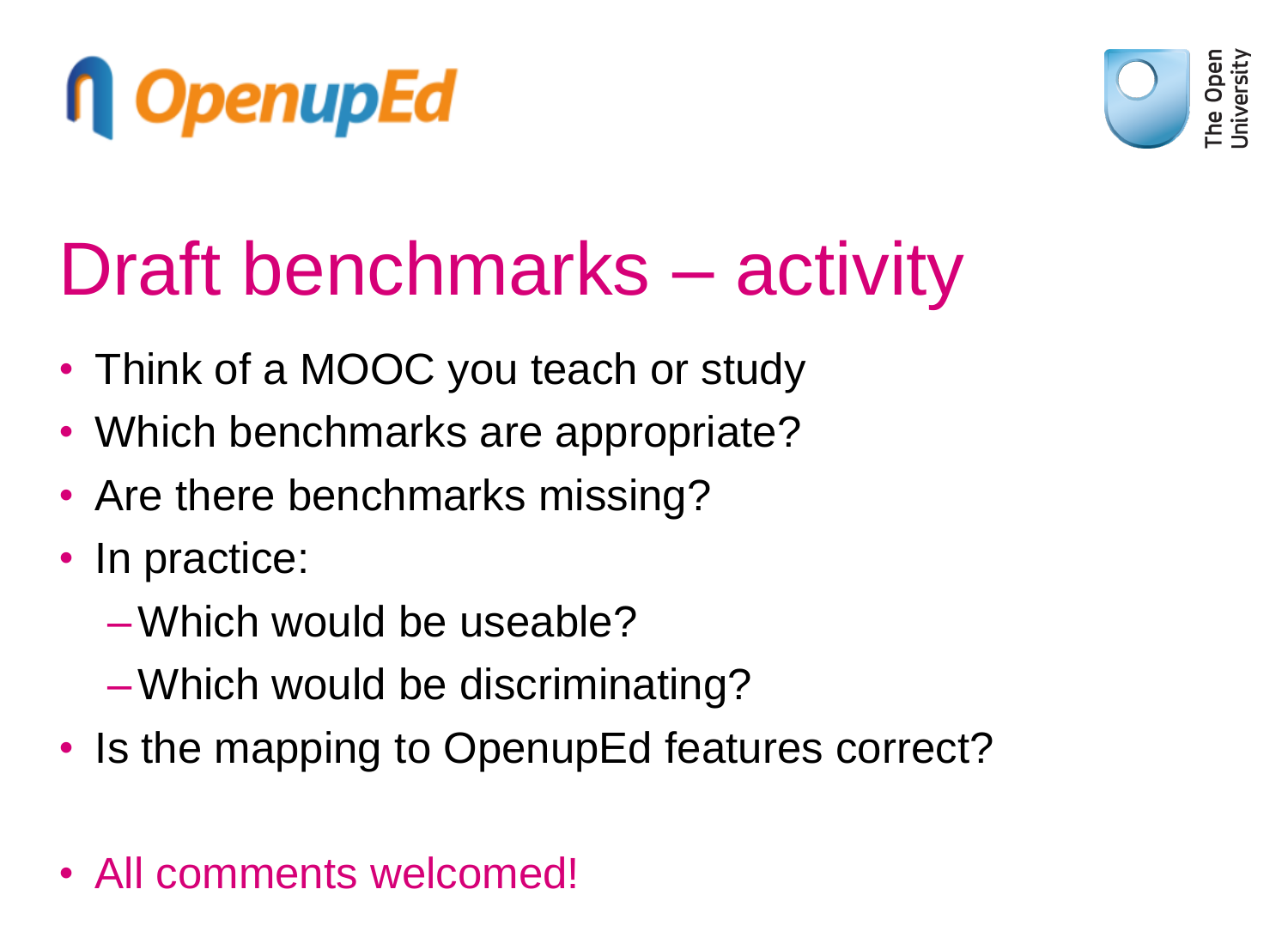# Draft benchmarks – activity

- Think of a MOOC you teach or study
- Which benchmarks are appropriate?
- Are there benchmarks missing?
- In practice:
  - Which would be useable?
  - Which would be discriminating?
- Is the mapping to OpenupEd features correct?

- All comments welcomed!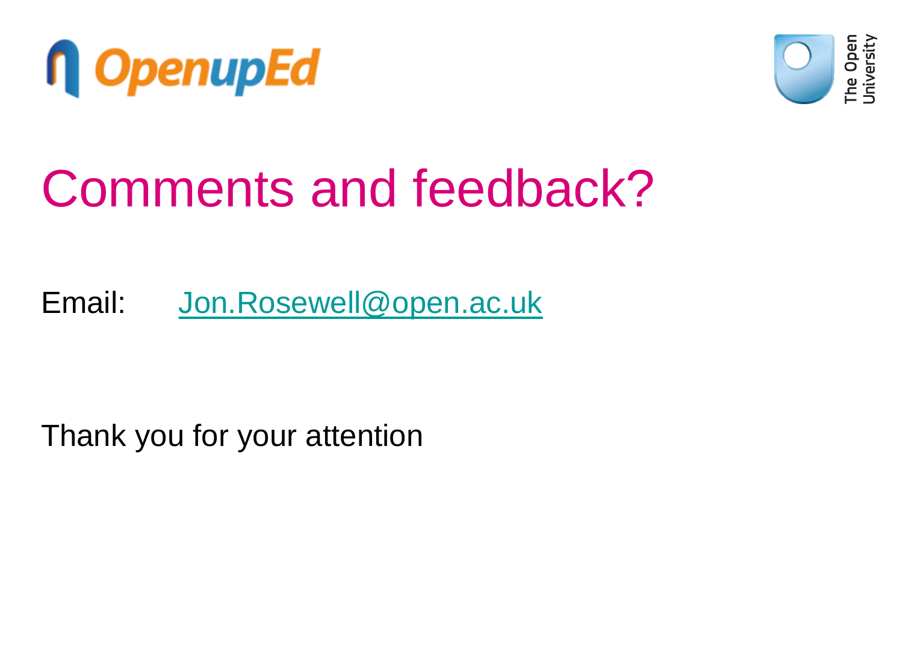# Comments and feedback?

Email: Jon.Rosewell@open.ac.uk

Thank you for your attention